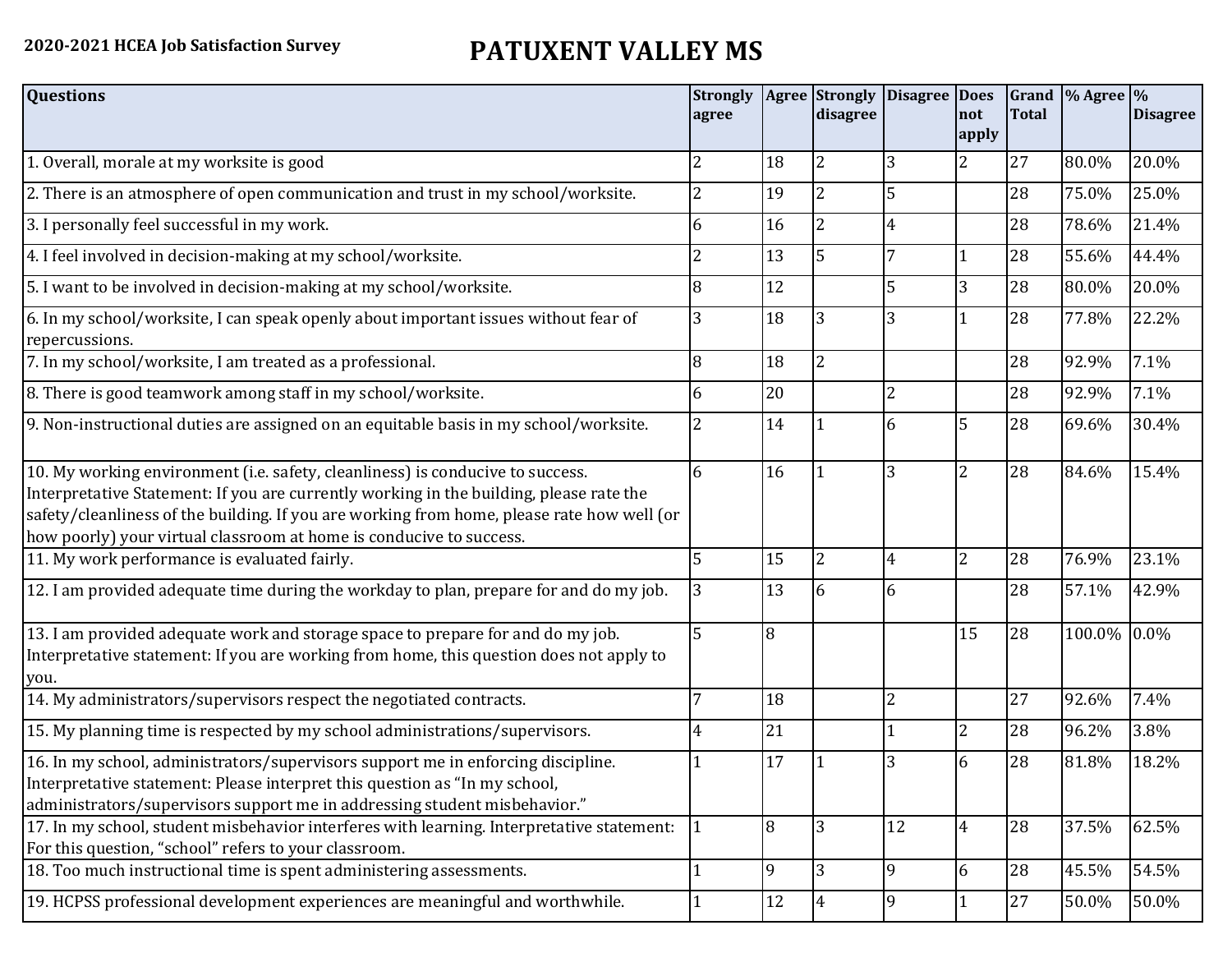2020-2021 HCEA Job Satisfaction Survey

# PATUXENT VALLEY MS

| Questions | Strongly agree | Agree | Strongly disagree | Disagree | Does not apply | Grand Total | % Agree | % Disagree |
|---|---|---|---|---|---|---|---|---|
| 1. Overall, morale at my worksite is good | 2 | 18 | 2 | 3 | 2 | 27 | 80.0% | 20.0% |
| 2. There is an atmosphere of open communication and trust in my school/worksite. | 2 | 19 | 2 | 5 | | 28 | 75.0% | 25.0% |
| 3. I personally feel successful in my work. | 6 | 16 | 2 | 4 | | 28 | 78.6% | 21.4% |
| 4. I feel involved in decision-making at my school/worksite. | 2 | 13 | 5 | 7 | 1 | 28 | 55.6% | 44.4% |
| 5. I want to be involved in decision-making at my school/worksite. | 8 | 12 | | 5 | 3 | 28 | 80.0% | 20.0% |
| 6. In my school/worksite, I can speak openly about important issues without fear of repercussions. | 3 | 18 | 3 | 3 | 1 | 28 | 77.8% | 22.2% |
| 7. In my school/worksite, I am treated as a professional. | 8 | 18 | 2 | | | 28 | 92.9% | 7.1% |
| 8. There is good teamwork among staff in my school/worksite. | 6 | 20 | | 2 | | 28 | 92.9% | 7.1% |
| 9. Non-instructional duties are assigned on an equitable basis in my school/worksite. | 2 | 14 | 1 | 6 | 5 | 28 | 69.6% | 30.4% |
| 10. My working environment (i.e. safety, cleanliness) is conducive to success. Interpretative Statement: If you are currently working in the building, please rate the safety/cleanliness of the building. If you are working from home, please rate how well (or how poorly) your virtual classroom at home is conducive to success. | 6 | 16 | 1 | 3 | 2 | 28 | 84.6% | 15.4% |
| 11. My work performance is evaluated fairly. | 5 | 15 | 2 | 4 | 2 | 28 | 76.9% | 23.1% |
| 12. I am provided adequate time during the workday to plan, prepare for and do my job. | 3 | 13 | 6 | 6 | | 28 | 57.1% | 42.9% |
| 13. I am provided adequate work and storage space to prepare for and do my job. Interpretative statement: If you are working from home, this question does not apply to you. | 5 | 8 | | | 15 | 28 | 100.0% | 0.0% |
| 14. My administrators/supervisors respect the negotiated contracts. | 7 | 18 | | 2 | | 27 | 92.6% | 7.4% |
| 15. My planning time is respected by my school administrations/supervisors. | 4 | 21 | | 1 | 2 | 28 | 96.2% | 3.8% |
| 16. In my school, administrators/supervisors support me in enforcing discipline. Interpretative statement: Please interpret this question as "In my school, administrators/supervisors support me in addressing student misbehavior." | 1 | 17 | 1 | 3 | 6 | 28 | 81.8% | 18.2% |
| 17. In my school, student misbehavior interferes with learning. Interpretative statement: For this question, "school" refers to your classroom. | 1 | 8 | 3 | 12 | 4 | 28 | 37.5% | 62.5% |
| 18. Too much instructional time is spent administering assessments. | 1 | 9 | 3 | 9 | 6 | 28 | 45.5% | 54.5% |
| 19. HCPSS professional development experiences are meaningful and worthwhile. | 1 | 12 | 4 | 9 | 1 | 27 | 50.0% | 50.0% |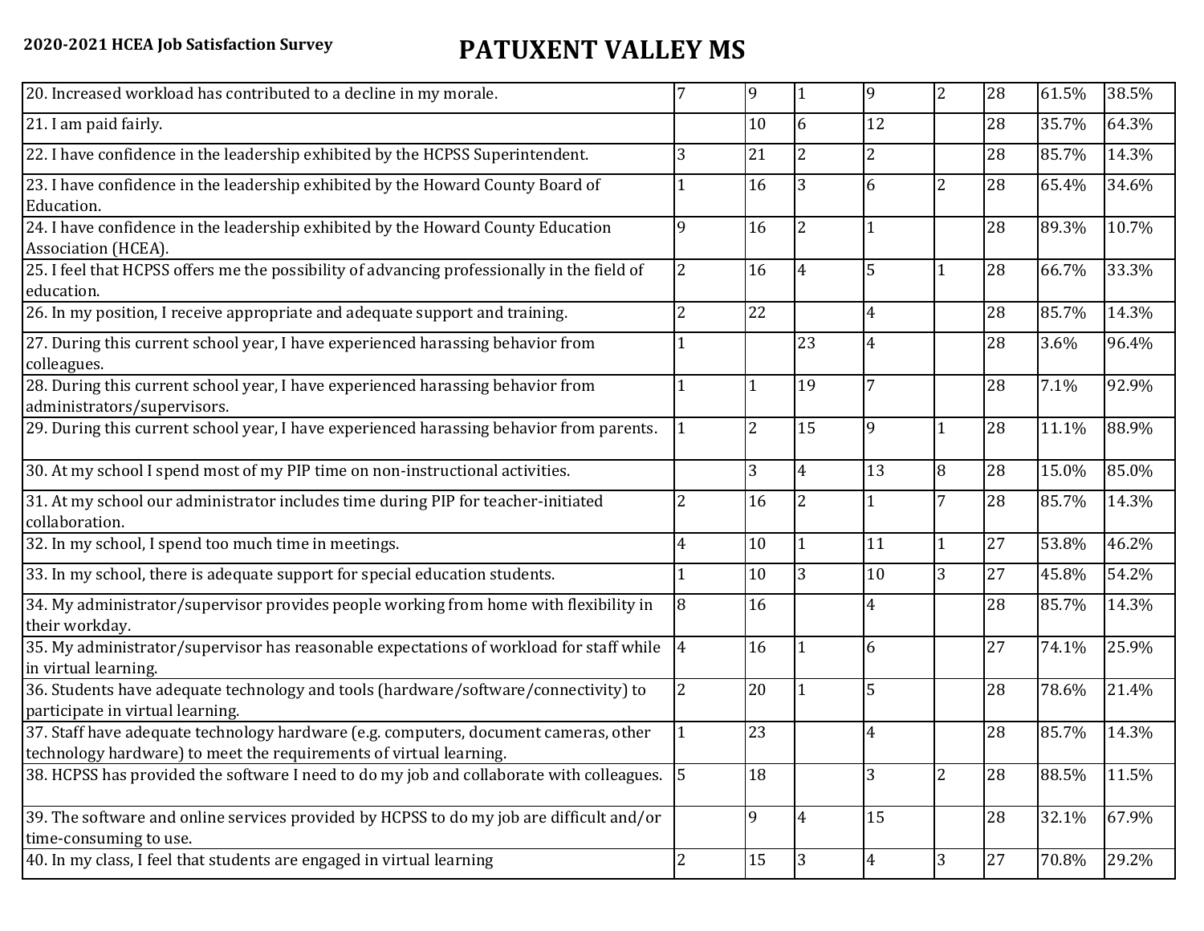**2020-2021 HCEA Job Satisfaction Survey**

# PATUXENT VALLEY MS

| | | | | | | | | |
|---|---|---|---|---|---|---|---|---|
| 20. Increased workload has contributed to a decline in my morale. | 7 | 9 | 1 | 9 | 2 | 28 | 61.5% | 38.5% |
| 21. I am paid fairly. | | 10 | 6 | 12 | | 28 | 35.7% | 64.3% |
| 22. I have confidence in the leadership exhibited by the HCPSS Superintendent. | 3 | 21 | 2 | 2 | | 28 | 85.7% | 14.3% |
| 23. I have confidence in the leadership exhibited by the Howard County Board of Education. | 1 | 16 | 3 | 6 | 2 | 28 | 65.4% | 34.6% |
| 24. I have confidence in the leadership exhibited by the Howard County Education Association (HCEA). | 9 | 16 | 2 | 1 | | 28 | 89.3% | 10.7% |
| 25. I feel that HCPSS offers me the possibility of advancing professionally in the field of education. | 2 | 16 | 4 | 5 | 1 | 28 | 66.7% | 33.3% |
| 26. In my position, I receive appropriate and adequate support and training. | 2 | 22 | | 4 | | 28 | 85.7% | 14.3% |
| 27. During this current school year, I have experienced harassing behavior from colleagues. | 1 | | 23 | 4 | | 28 | 3.6% | 96.4% |
| 28. During this current school year, I have experienced harassing behavior from administrators/supervisors. | 1 | 1 | 19 | 7 | | 28 | 7.1% | 92.9% |
| 29. During this current school year, I have experienced harassing behavior from parents. | 1 | 2 | 15 | 9 | 1 | 28 | 11.1% | 88.9% |
| 30. At my school I spend most of my PIP time on non-instructional activities. | | 3 | 4 | 13 | 8 | 28 | 15.0% | 85.0% |
| 31. At my school our administrator includes time during PIP for teacher-initiated collaboration. | 2 | 16 | 2 | 1 | 7 | 28 | 85.7% | 14.3% |
| 32. In my school, I spend too much time in meetings. | 4 | 10 | 1 | 11 | 1 | 27 | 53.8% | 46.2% |
| 33. In my school, there is adequate support for special education students. | 1 | 10 | 3 | 10 | 3 | 27 | 45.8% | 54.2% |
| 34. My administrator/supervisor provides people working from home with flexibility in their workday. | 8 | 16 | | 4 | | 28 | 85.7% | 14.3% |
| 35. My administrator/supervisor has reasonable expectations of workload for staff while in virtual learning. | 4 | 16 | 1 | 6 | | 27 | 74.1% | 25.9% |
| 36. Students have adequate technology and tools (hardware/software/connectivity) to participate in virtual learning. | 2 | 20 | 1 | 5 | | 28 | 78.6% | 21.4% |
| 37. Staff have adequate technology hardware (e.g. computers, document cameras, other technology hardware) to meet the requirements of virtual learning. | 1 | 23 | | 4 | | 28 | 85.7% | 14.3% |
| 38. HCPSS has provided the software I need to do my job and collaborate with colleagues. | 5 | 18 | | 3 | 2 | 28 | 88.5% | 11.5% |
| 39. The software and online services provided by HCPSS to do my job are difficult and/or time-consuming to use. | | 9 | 4 | 15 | | 28 | 32.1% | 67.9% |
| 40. In my class, I feel that students are engaged in virtual learning | 2 | 15 | 3 | 4 | 3 | 27 | 70.8% | 29.2% |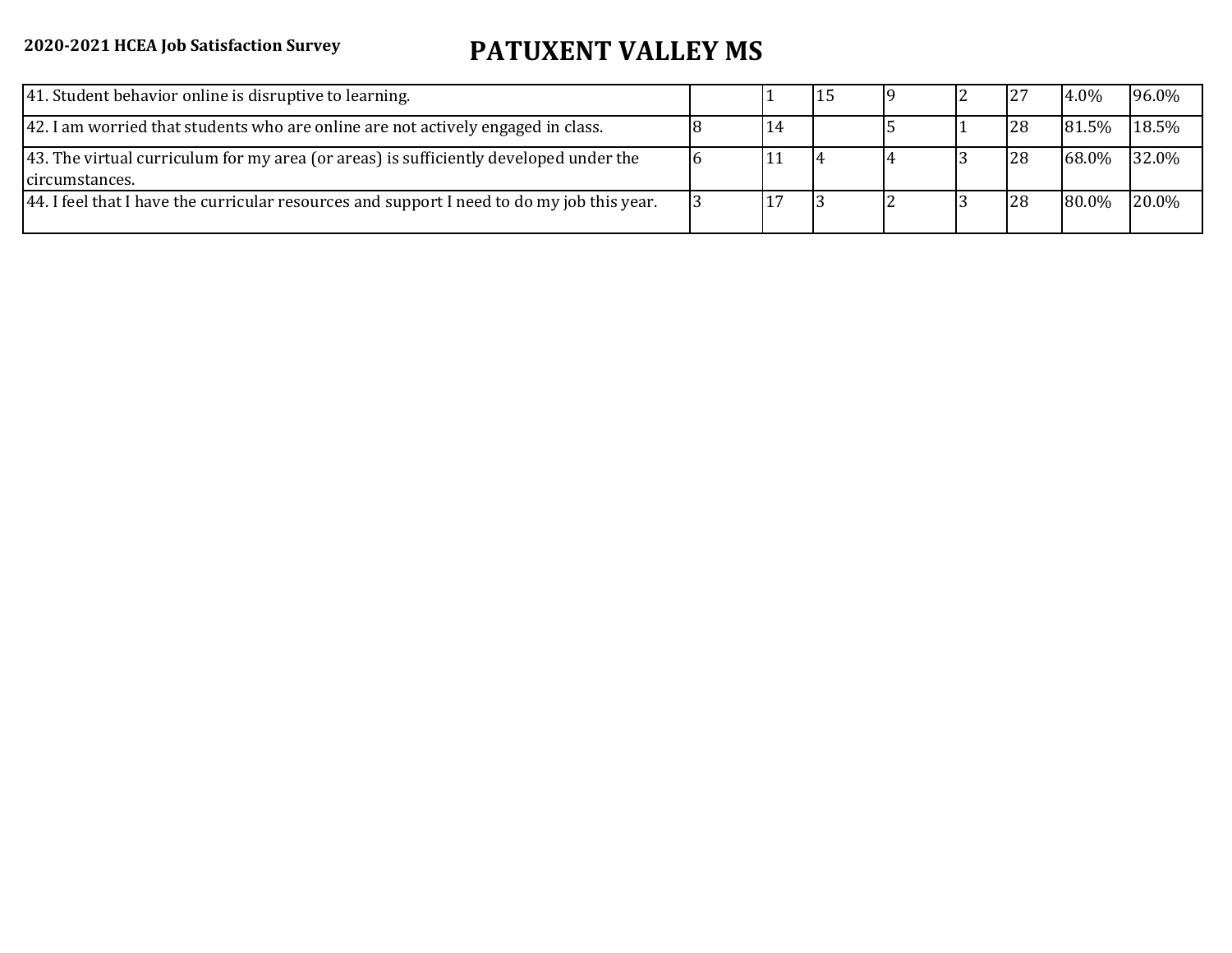| | | | | | | | | |
|---|---|---|---|---|---|---|---|---|
| 41. Student behavior online is disruptive to learning. | | 1 | 15 | 9 | 2 | 27 | 4.0% | 96.0% |
| 42. I am worried that students who are online are not actively engaged in class. | 8 | 14 | | 5 | 1 | 28 | 81.5% | 18.5% |
| 43. The virtual curriculum for my area (or areas) is sufficiently developed under the circumstances. | 6 | 11 | 4 | 4 | 3 | 28 | 68.0% | 32.0% |
| 44. I feel that I have the curricular resources and support I need to do my job this year. | 3 | 17 | 3 | 2 | 3 | 28 | 80.0% | 20.0% |